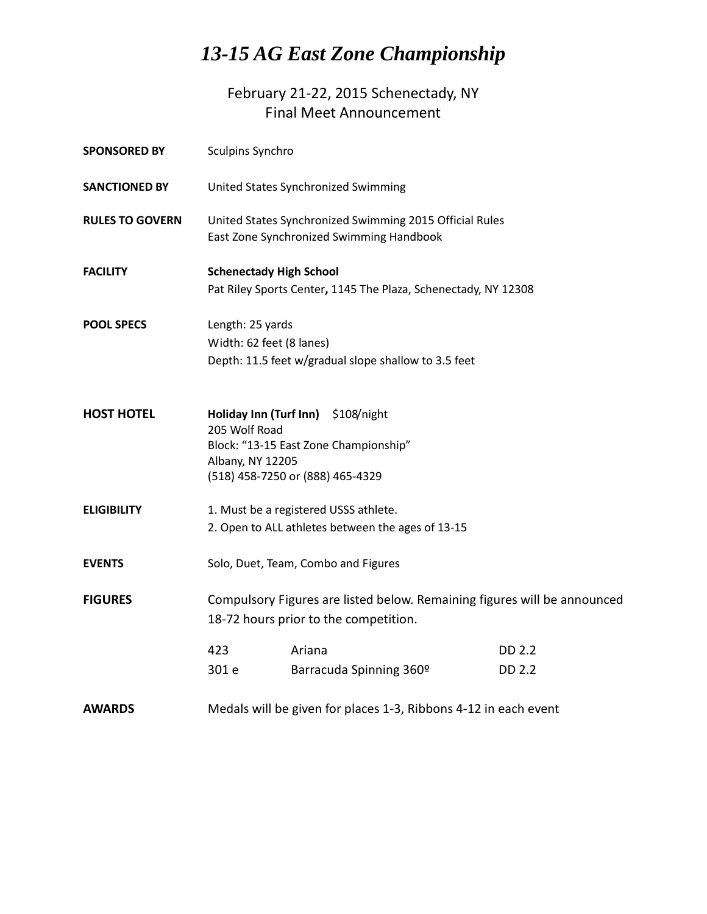# *13-15 AG East Zone Championship*

February 21-22, 2015 Schenectady, NY
Final Meet Announcement

**SPONSORED BY** Sculpins Synchro

**SANCTIONED BY** United States Synchronized Swimming

**RULES TO GOVERN** United States Synchronized Swimming 2015 Official Rules
East Zone Synchronized Swimming Handbook

**FACILITY** **Schenectady High School**
Pat Riley Sports Center**,** 1145 The Plaza, Schenectady, NY 12308

**POOL SPECS** Length: 25 yards
Width: 62 feet (8 lanes)
Depth: 11.5 feet w/gradual slope shallow to 3.5 feet

**HOST HOTEL** **Holiday Inn (Turf Inn)** $108/night
205 Wolf Road
Block: "13-15 East Zone Championship"
Albany, NY 12205
(518) 458-7250 or (888) 465-4329

**ELIGIBILITY**
1. Must be a registered USSS athlete.
2. Open to ALL athletes between the ages of 13-15

**EVENTS** Solo, Duet, Team, Combo and Figures

**FIGURES** Compulsory Figures are listed below. Remaining figures will be announced 18-72 hours prior to the competition.

| | | |
|---|---|---|
| 423 | Ariana | DD 2.2 |
| 301 e | Barracuda Spinning 360º | DD 2.2 |

**AWARDS** Medals will be given for places 1-3, Ribbons 4-12 in each event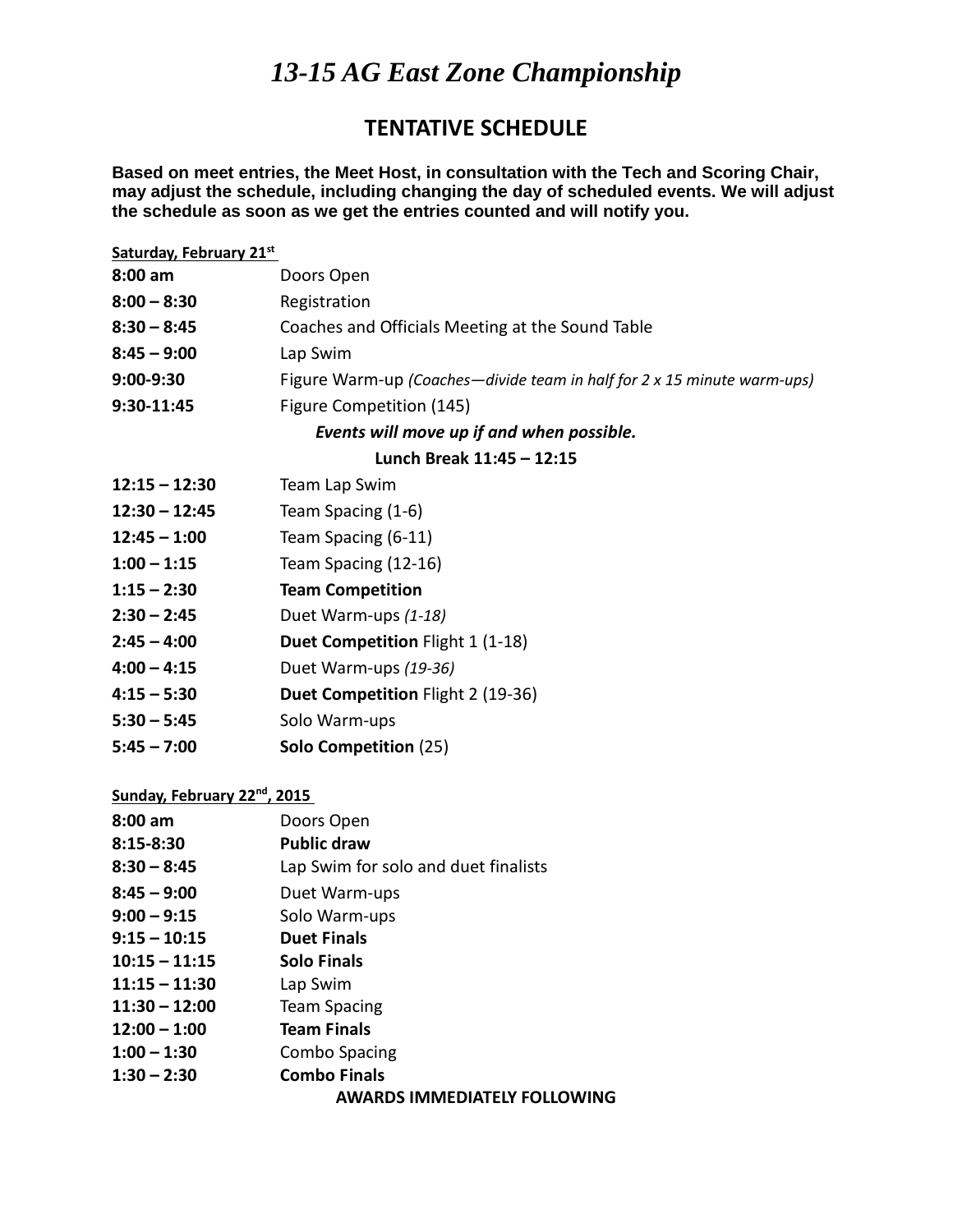# *13-15 AG East Zone Championship*

## TENTATIVE SCHEDULE

**Based on meet entries, the Meet Host, in consultation with the Tech and Scoring Chair, may adjust the schedule, including changing the day of scheduled events. We will adjust the schedule as soon as we get the entries counted and will notify you.**

**Saturday, February 21st**

| | |
|---|---|
| **8:00 am** | Doors Open |
| **8:00 – 8:30** | Registration |
| **8:30 – 8:45** | Coaches and Officials Meeting at the Sound Table |
| **8:45 – 9:00** | Lap Swim |
| **9:00-9:30** | Figure Warm-up *(Coaches—divide team in half for 2 x 15 minute warm-ups)* |
| **9:30-11:45** | Figure Competition (145) |

***Events will move up if and when possible.***

**Lunch Break 11:45 – 12:15**

| | |
|---|---|
| **12:15 – 12:30** | Team Lap Swim |
| **12:30 – 12:45** | Team Spacing (1-6) |
| **12:45 – 1:00** | Team Spacing (6-11) |
| **1:00 – 1:15** | Team Spacing (12-16) |
| **1:15 – 2:30** | **Team Competition** |
| **2:30 – 2:45** | Duet Warm-ups *(1-18)* |
| **2:45 – 4:00** | **Duet Competition** Flight 1 (1-18) |
| **4:00 – 4:15** | Duet Warm-ups *(19-36)* |
| **4:15 – 5:30** | **Duet Competition** Flight 2 (19-36) |
| **5:30 – 5:45** | Solo Warm-ups |
| **5:45 – 7:00** | **Solo Competition** (25) |

**Sunday, February 22nd, 2015**

| | |
|---|---|
| **8:00 am** | Doors Open |
| **8:15-8:30** | **Public draw** |
| **8:30 – 8:45** | Lap Swim for solo and duet finalists |
| **8:45 – 9:00** | Duet Warm-ups |
| **9:00 – 9:15** | Solo Warm-ups |
| **9:15 – 10:15** | **Duet Finals** |
| **10:15 – 11:15** | **Solo Finals** |
| **11:15 – 11:30** | Lap Swim |
| **11:30 – 12:00** | Team Spacing |
| **12:00 – 1:00** | **Team Finals** |
| **1:00 – 1:30** | Combo Spacing |
| **1:30 – 2:30** | **Combo Finals** |

**AWARDS IMMEDIATELY FOLLOWING**